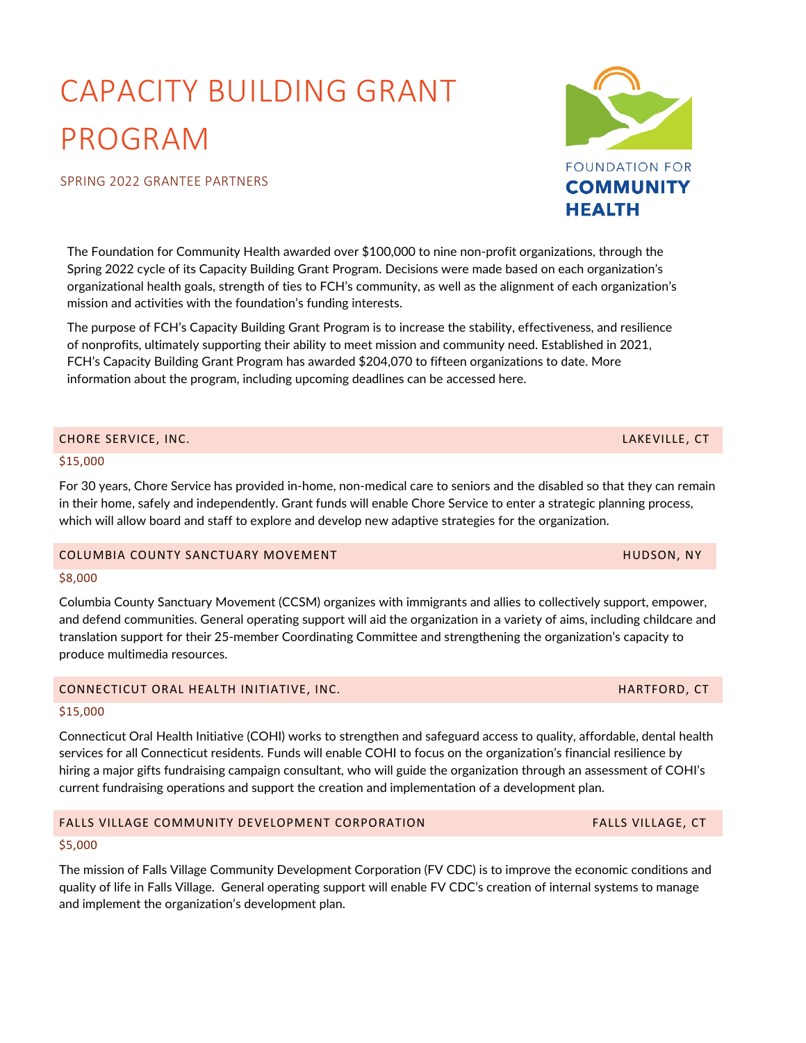# CAPACITY BUILDING GRANT PROGRAM

SPRING 2022 GRANTEE PARTNERS

FOUNDATION FOR **COMMUNITY HEALTH**

The Foundation for Community Health awarded over $100,000 to nine non-profit organizations, through the Spring 2022 cycle of its Capacity Building Grant Program. Decisions were made based on each organization's organizational health goals, strength of ties to FCH's community, as well as the alignment of each organization's mission and activities with the foundation's funding interests.

The purpose of FCH's Capacity Building Grant Program is to increase the stability, effectiveness, and resilience of nonprofits, ultimately supporting their ability to meet mission and community need. Established in 2021, FCH's Capacity Building Grant Program has awarded $204,070 to fifteen organizations to date. More information about the program, including upcoming deadlines can be accessed here.

## CHORE SERVICE, INC. — LAKEVILLE, CT

$15,000

For 30 years, Chore Service has provided in-home, non-medical care to seniors and the disabled so that they can remain in their home, safely and independently. Grant funds will enable Chore Service to enter a strategic planning process, which will allow board and staff to explore and develop new adaptive strategies for the organization.

## COLUMBIA COUNTY SANCTUARY MOVEMENT — HUDSON, NY

$8,000

Columbia County Sanctuary Movement (CCSM) organizes with immigrants and allies to collectively support, empower, and defend communities. General operating support will aid the organization in a variety of aims, including childcare and translation support for their 25-member Coordinating Committee and strengthening the organization's capacity to produce multimedia resources.

## CONNECTICUT ORAL HEALTH INITIATIVE, INC. — HARTFORD, CT

$15,000

Connecticut Oral Health Initiative (COHI) works to strengthen and safeguard access to quality, affordable, dental health services for all Connecticut residents. Funds will enable COHI to focus on the organization's financial resilience by hiring a major gifts fundraising campaign consultant, who will guide the organization through an assessment of COHI's current fundraising operations and support the creation and implementation of a development plan.

## FALLS VILLAGE COMMUNITY DEVELOPMENT CORPORATION — FALLS VILLAGE, CT

$5,000

The mission of Falls Village Community Development Corporation (FV CDC) is to improve the economic conditions and quality of life in Falls Village. General operating support will enable FV CDC's creation of internal systems to manage and implement the organization's development plan.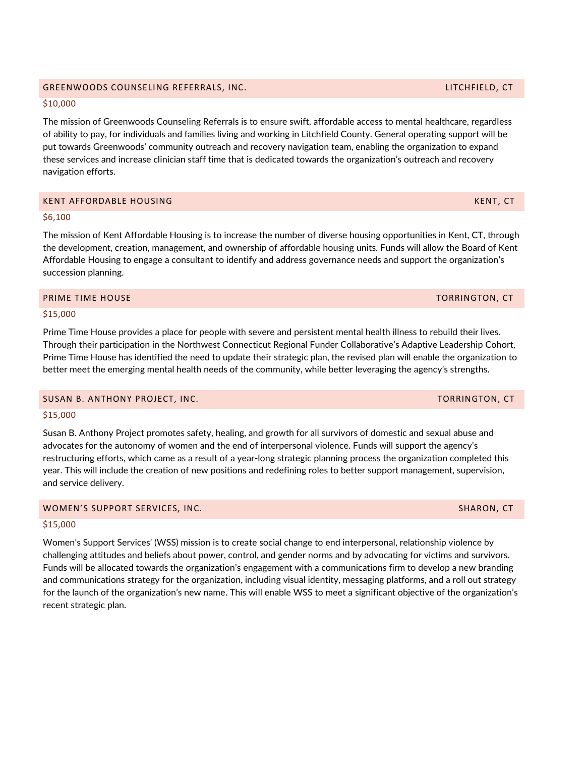### GREENWOODS COUNSELING REFERRALS, INC. — LITCHFIELD, CT

$10,000

The mission of Greenwoods Counseling Referrals is to ensure swift, affordable access to mental healthcare, regardless of ability to pay, for individuals and families living and working in Litchfield County. General operating support will be put towards Greenwoods' community outreach and recovery navigation team, enabling the organization to expand these services and increase clinician staff time that is dedicated towards the organization's outreach and recovery navigation efforts.

### KENT AFFORDABLE HOUSING — KENT, CT

$6,100

The mission of Kent Affordable Housing is to increase the number of diverse housing opportunities in Kent, CT, through the development, creation, management, and ownership of affordable housing units. Funds will allow the Board of Kent Affordable Housing to engage a consultant to identify and address governance needs and support the organization's succession planning.

### PRIME TIME HOUSE — TORRINGTON, CT

$15,000

Prime Time House provides a place for people with severe and persistent mental health illness to rebuild their lives. Through their participation in the Northwest Connecticut Regional Funder Collaborative's Adaptive Leadership Cohort, Prime Time House has identified the need to update their strategic plan, the revised plan will enable the organization to better meet the emerging mental health needs of the community, while better leveraging the agency's strengths.

### SUSAN B. ANTHONY PROJECT, INC. — TORRINGTON, CT

$15,000

Susan B. Anthony Project promotes safety, healing, and growth for all survivors of domestic and sexual abuse and advocates for the autonomy of women and the end of interpersonal violence. Funds will support the agency's restructuring efforts, which came as a result of a year-long strategic planning process the organization completed this year. This will include the creation of new positions and redefining roles to better support management, supervision, and service delivery.

### WOMEN'S SUPPORT SERVICES, INC. — SHARON, CT

$15,000

Women's Support Services' (WSS) mission is to create social change to end interpersonal, relationship violence by challenging attitudes and beliefs about power, control, and gender norms and by advocating for victims and survivors. Funds will be allocated towards the organization's engagement with a communications firm to develop a new branding and communications strategy for the organization, including visual identity, messaging platforms, and a roll out strategy for the launch of the organization's new name. This will enable WSS to meet a significant objective of the organization's recent strategic plan.